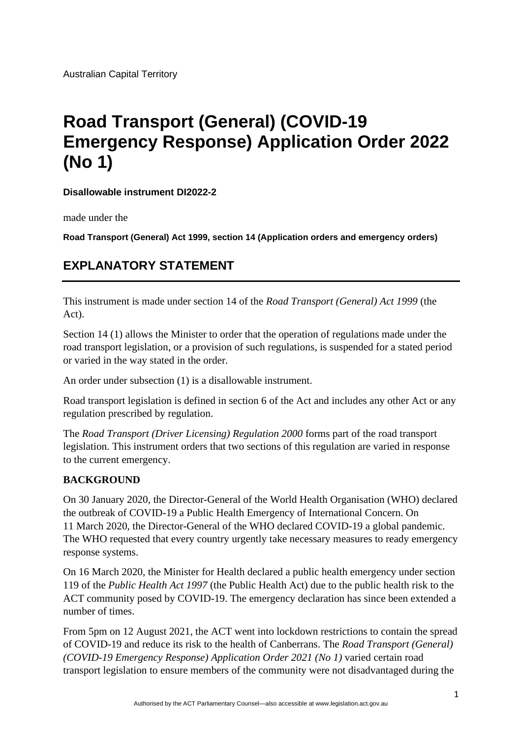Australian Capital Territory

# Road Transport (General) (COVID-19 Emergency Response) Application Order 2022 (No 1)

**Disallowable instrument DI2022-2**

made under the

**Road Transport (General) Act 1999, section 14 (Application orders and emergency orders)**

## EXPLANATORY STATEMENT

This instrument is made under section 14 of the *Road Transport (General) Act 1999* (the Act).

Section 14 (1) allows the Minister to order that the operation of regulations made under the road transport legislation, or a provision of such regulations, is suspended for a stated period or varied in the way stated in the order.

An order under subsection (1) is a disallowable instrument.

Road transport legislation is defined in section 6 of the Act and includes any other Act or any regulation prescribed by regulation.

The *Road Transport (Driver Licensing) Regulation 2000* forms part of the road transport legislation. This instrument orders that two sections of this regulation are varied in response to the current emergency.

**BACKGROUND**

On 30 January 2020, the Director-General of the World Health Organisation (WHO) declared the outbreak of COVID-19 a Public Health Emergency of International Concern. On 11 March 2020, the Director-General of the WHO declared COVID-19 a global pandemic. The WHO requested that every country urgently take necessary measures to ready emergency response systems.

On 16 March 2020, the Minister for Health declared a public health emergency under section 119 of the *Public Health Act 1997* (the Public Health Act) due to the public health risk to the ACT community posed by COVID-19. The emergency declaration has since been extended a number of times.

From 5pm on 12 August 2021, the ACT went into lockdown restrictions to contain the spread of COVID-19 and reduce its risk to the health of Canberrans. The *Road Transport (General) (COVID-19 Emergency Response) Application Order 2021 (No 1)* varied certain road transport legislation to ensure members of the community were not disadvantaged during the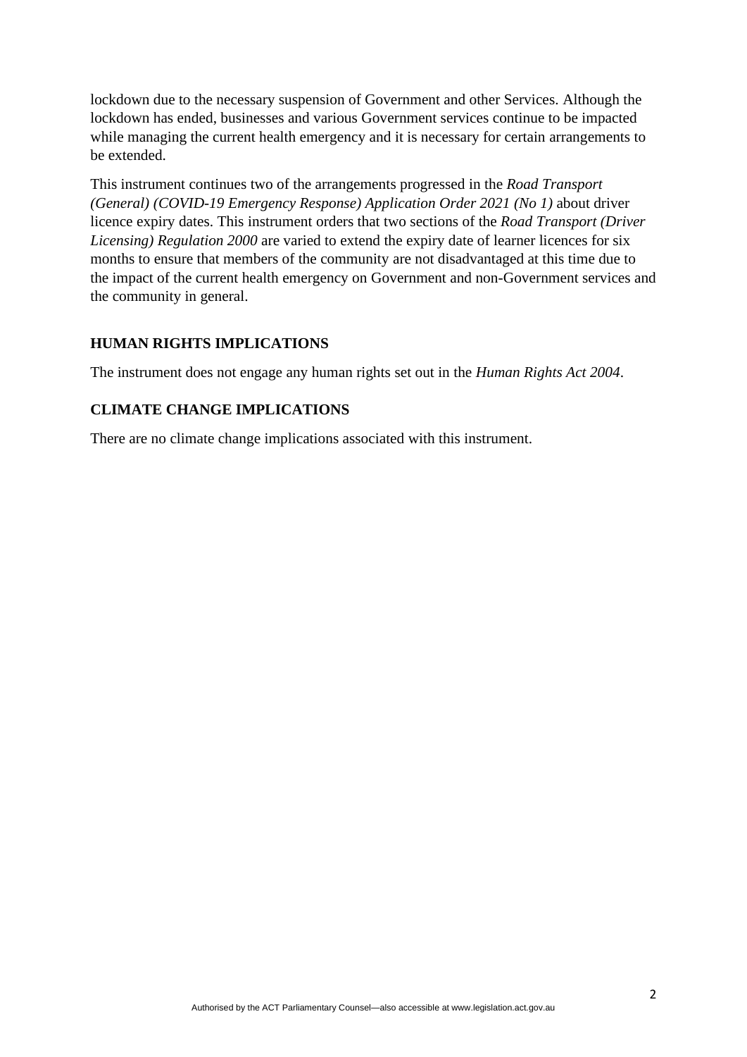lockdown due to the necessary suspension of Government and other Services. Although the lockdown has ended, businesses and various Government services continue to be impacted while managing the current health emergency and it is necessary for certain arrangements to be extended.

This instrument continues two of the arrangements progressed in the *Road Transport (General) (COVID-19 Emergency Response) Application Order 2021 (No 1)* about driver licence expiry dates. This instrument orders that two sections of the *Road Transport (Driver Licensing) Regulation 2000* are varied to extend the expiry date of learner licences for six months to ensure that members of the community are not disadvantaged at this time due to the impact of the current health emergency on Government and non-Government services and the community in general.

## HUMAN RIGHTS IMPLICATIONS

The instrument does not engage any human rights set out in the *Human Rights Act 2004*.

## CLIMATE CHANGE IMPLICATIONS

There are no climate change implications associated with this instrument.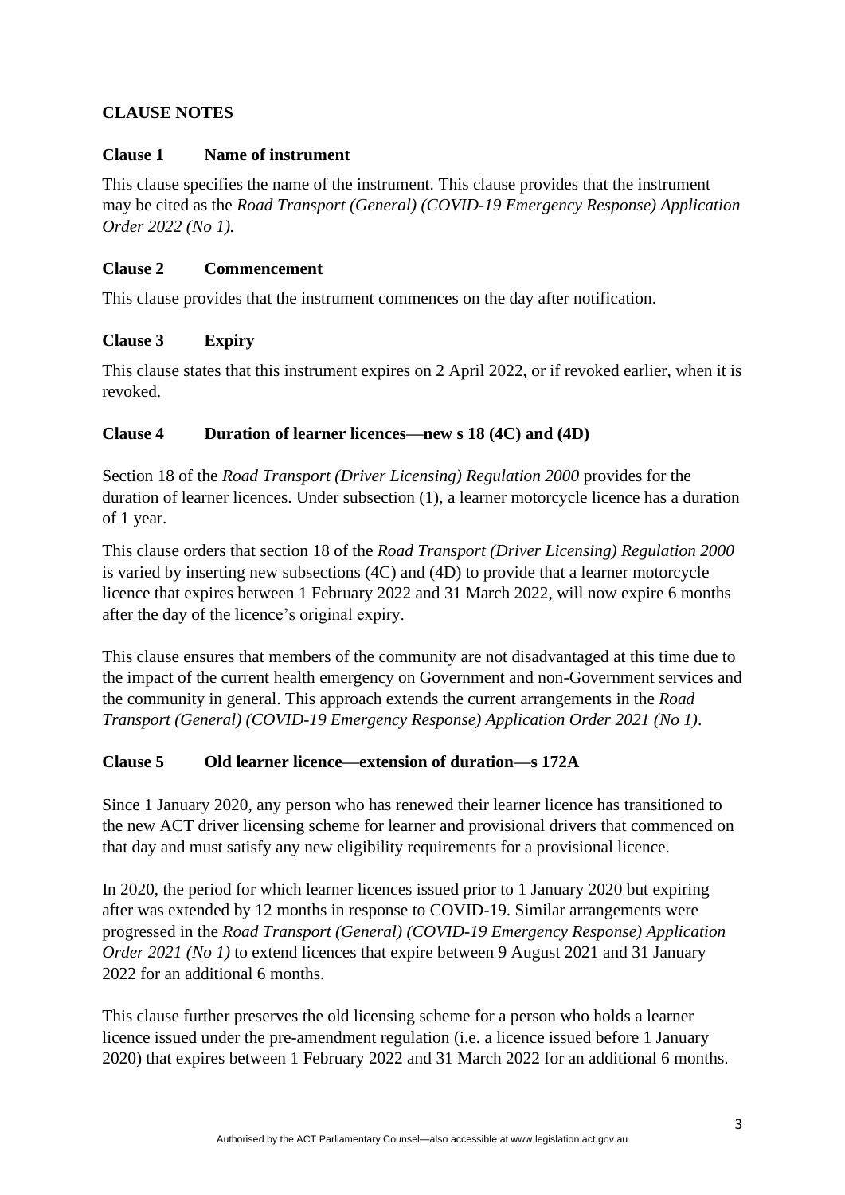## CLAUSE NOTES

### Clause 1 Name of instrument

This clause specifies the name of the instrument. This clause provides that the instrument may be cited as the *Road Transport (General) (COVID-19 Emergency Response) Application Order 2022 (No 1).*

### Clause 2 Commencement

This clause provides that the instrument commences on the day after notification.

### Clause 3 Expiry

This clause states that this instrument expires on 2 April 2022, or if revoked earlier, when it is revoked.

### Clause 4 Duration of learner licences—new s 18 (4C) and (4D)

Section 18 of the *Road Transport (Driver Licensing) Regulation 2000* provides for the duration of learner licences. Under subsection (1), a learner motorcycle licence has a duration of 1 year.

This clause orders that section 18 of the *Road Transport (Driver Licensing) Regulation 2000* is varied by inserting new subsections (4C) and (4D) to provide that a learner motorcycle licence that expires between 1 February 2022 and 31 March 2022, will now expire 6 months after the day of the licence's original expiry.

This clause ensures that members of the community are not disadvantaged at this time due to the impact of the current health emergency on Government and non-Government services and the community in general. This approach extends the current arrangements in the *Road Transport (General) (COVID-19 Emergency Response) Application Order 2021 (No 1)*.

### Clause 5 Old learner licence—extension of duration—s 172A

Since 1 January 2020, any person who has renewed their learner licence has transitioned to the new ACT driver licensing scheme for learner and provisional drivers that commenced on that day and must satisfy any new eligibility requirements for a provisional licence.

In 2020, the period for which learner licences issued prior to 1 January 2020 but expiring after was extended by 12 months in response to COVID-19. Similar arrangements were progressed in the *Road Transport (General) (COVID-19 Emergency Response) Application Order 2021 (No 1)* to extend licences that expire between 9 August 2021 and 31 January 2022 for an additional 6 months.

This clause further preserves the old licensing scheme for a person who holds a learner licence issued under the pre-amendment regulation (i.e. a licence issued before 1 January 2020) that expires between 1 February 2022 and 31 March 2022 for an additional 6 months.